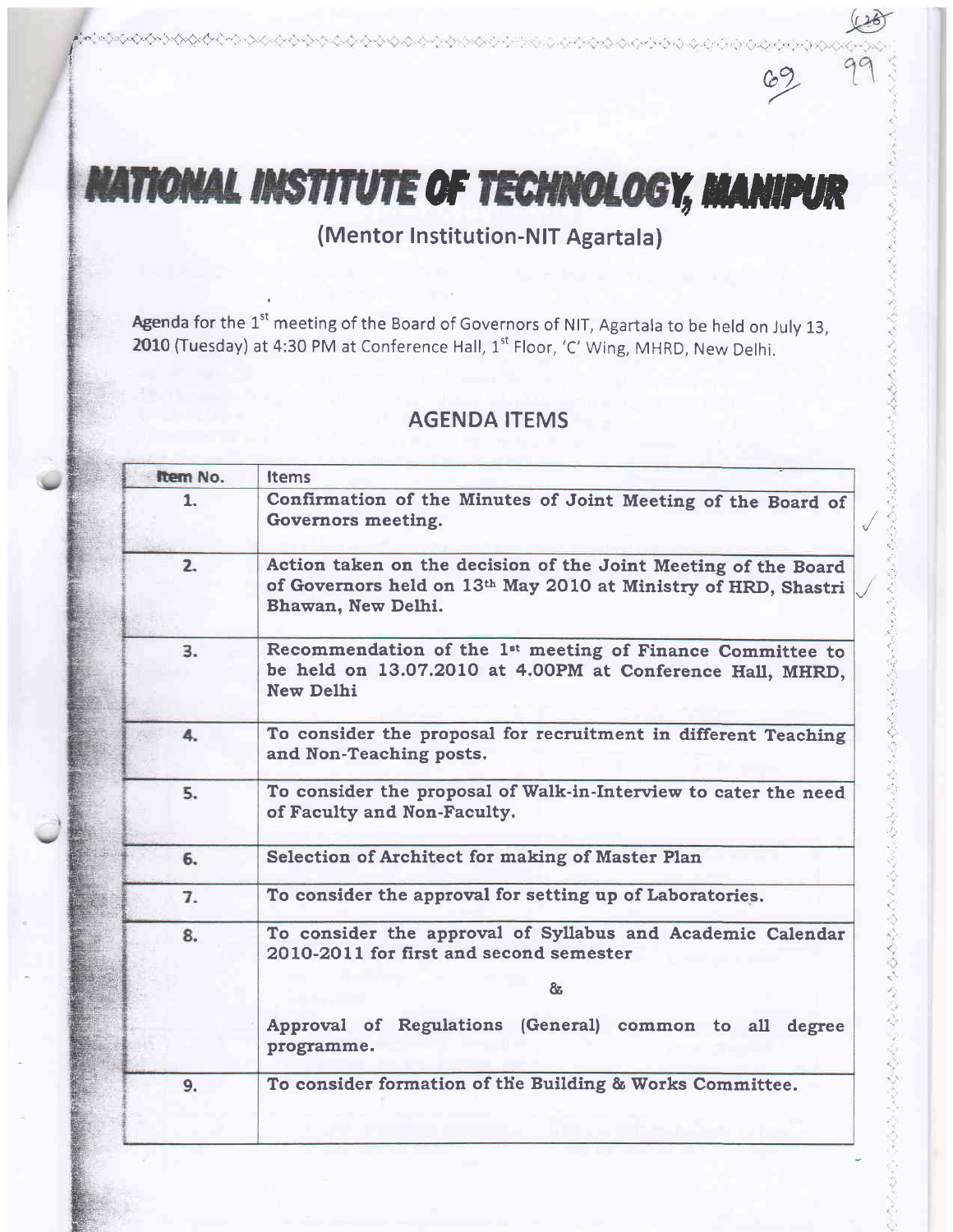# NATIONAL INSTITUTE OF TECHNOLOGY, MANIPUR

## (Mentor Institution-NIT Agartala)

**Agenda** for the 1st meeting of the Board of Governors of NIT, Agartala to be held on July 13, **2010** (Tuesday) at 4:30 PM at Conference Hall, 1st Floor, 'C' Wing, MHRD, New Delhi.

## AGENDA ITEMS

| Item No. | Items |
|---|---|
| 1. | **Confirmation of the Minutes of Joint Meeting of the Board of Governors meeting.** |
| 2. | **Action taken on the decision of the Joint Meeting of the Board of Governors held on 13th May 2010 at Ministry of HRD, Shastri Bhawan, New Delhi.** |
| 3. | **Recommendation of the 1st meeting of Finance Committee to be held on 13.07.2010 at 4.00PM at Conference Hall, MHRD, New Delhi** |
| 4. | **To consider the proposal for recruitment in different Teaching and Non-Teaching posts.** |
| 5. | **To consider the proposal of Walk-in-Interview to cater the need of Faculty and Non-Faculty.** |
| 6. | **Selection of Architect for making of Master Plan** |
| 7. | **To consider the approval for setting up of Laboratories.** |
| 8. | **To consider the approval of Syllabus and Academic Calendar 2010-2011 for first and second semester** <br> **&** <br> **Approval of Regulations (General) common to all degree programme.** |
| 9. | **To consider formation of the Building & Works Committee.** |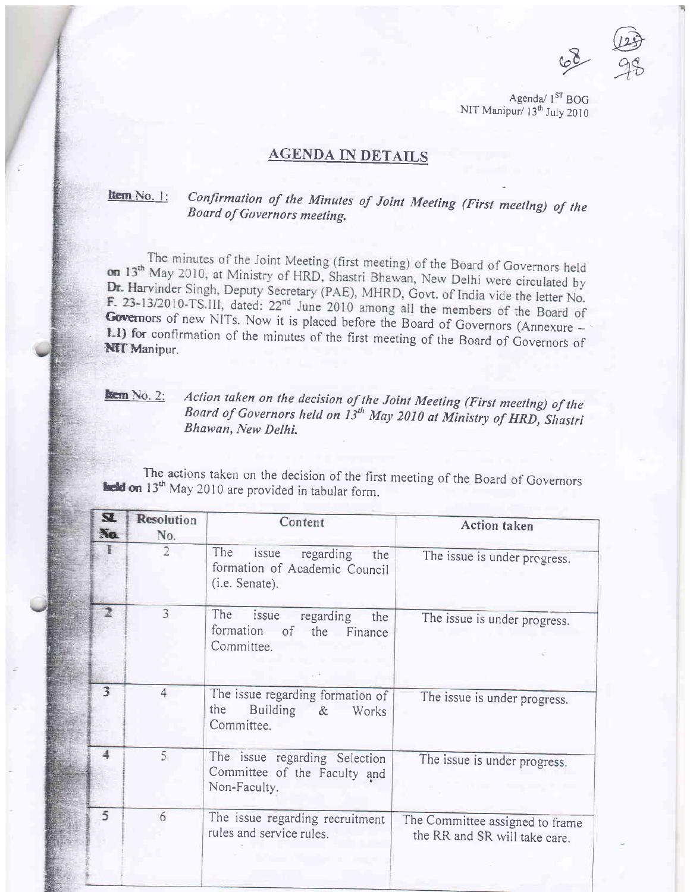Agenda/ 1ST BOG
NIT Manipur/ 13th July 2010

## AGENDA IN DETAILS

**Item No. 1:** *Confirmation of the Minutes of Joint Meeting (First meeting) of the Board of Governors meeting.*

The minutes of the Joint Meeting (first meeting) of the Board of Governors held on 13th May 2010, at Ministry of HRD, Shastri Bhawan, New Delhi were circulated by Dr. Harvinder Singh, Deputy Secretary (PAE), MHRD, Govt. of India vide the letter No. F. 23-13/2010-TS.III, dated: 22nd June 2010 among all the members of the Board of Governors of new NITs. Now it is placed before the Board of Governors (Annexure – 1.1) for confirmation of the minutes of the first meeting of the Board of Governors of NIT Manipur.

**Item No. 2:** *Action taken on the decision of the Joint Meeting (First meeting) of the Board of Governors held on 13th May 2010 at Ministry of HRD, Shastri Bhawan, New Delhi.*

The actions taken on the decision of the first meeting of the Board of Governors held on 13th May 2010 are provided in tabular form.

| Sl. No. | Resolution No. | Content | Action taken |
|---|---|---|---|
| 1 | 2 | The issue regarding the formation of Academic Council (i.e. Senate). | The issue is under progress. |
| 2 | 3 | The issue regarding the formation of the Finance Committee. | The issue is under progress. |
| 3 | 4 | The issue regarding formation of the Building & Works Committee. | The issue is under progress. |
| 4 | 5 | The issue regarding Selection Committee of the Faculty and Non-Faculty. | The issue is under progress. |
| 5 | 6 | The issue regarding recruitment rules and service rules. | The Committee assigned to frame the RR and SR will take care. |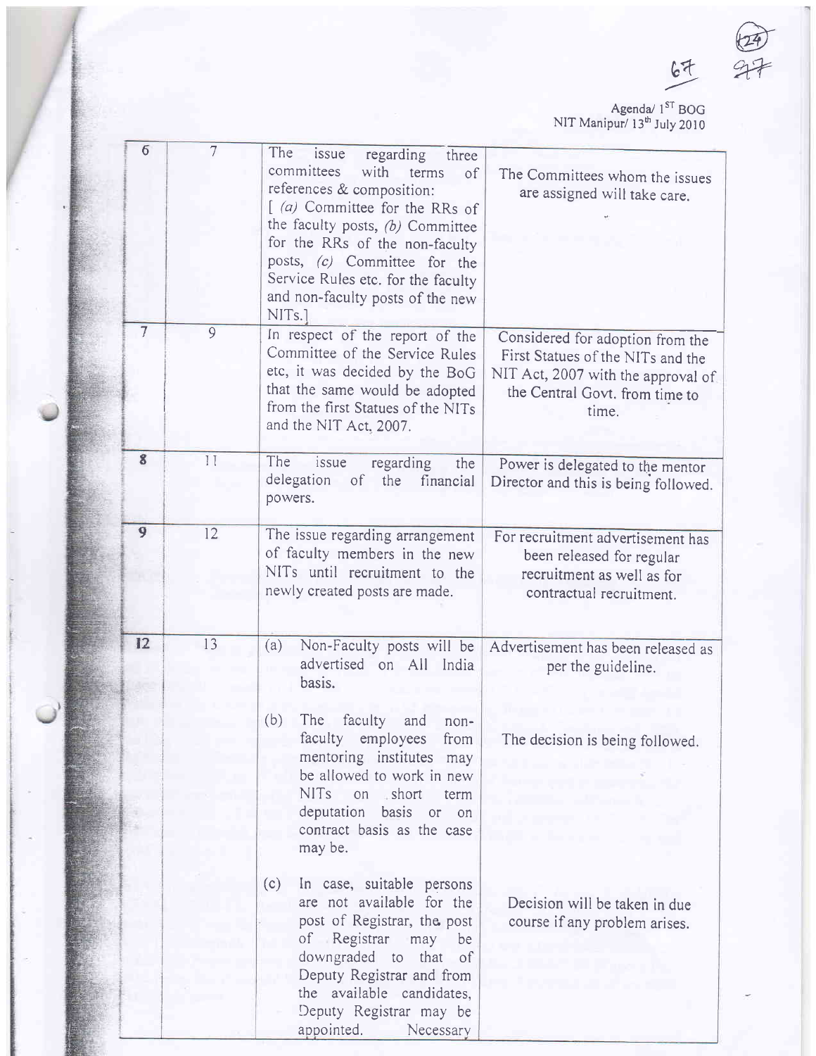| | | | |
|---|---|---|---|
| 6 | 7 | The issue regarding three committees with terms of references & composition: [ *(a)* Committee for the RRs of the faculty posts, *(b)* Committee for the RRs of the non-faculty posts, *(c)* Committee for the Service Rules etc. for the faculty and non-faculty posts of the new NITs.] | The Committees whom the issues are assigned will take care. |
| 7 | 9 | In respect of the report of the Committee of the Service Rules etc, it was decided by the BoG that the same would be adopted from the first Statues of the NITs and the NIT Act, 2007. | Considered for adoption from the First Statues of the NITs and the NIT Act, 2007 with the approval of the Central Govt. from time to time. |
| 8 | 11 | The issue regarding the delegation of the financial powers. | Power is delegated to the mentor Director and this is being followed. |
| 9 | 12 | The issue regarding arrangement of faculty members in the new NITs until recruitment to the newly created posts are made. | For recruitment advertisement has been released for regular recruitment as well as for contractual recruitment. |
| 12 | 13 | (a) Non-Faculty posts will be advertised on All India basis. | Advertisement has been released as per the guideline. |
| | | (b) The faculty and non-faculty employees from mentoring institutes may be allowed to work in new NITs on short term deputation basis or on contract basis as the case may be. | The decision is being followed. |
| | | (c) In case, suitable persons are not available for the post of Registrar, the post of Registrar may be downgraded to that of Deputy Registrar and from the available candidates, Deputy Registrar may be appointed. Necessary | Decision will be taken in due course if any problem arises. |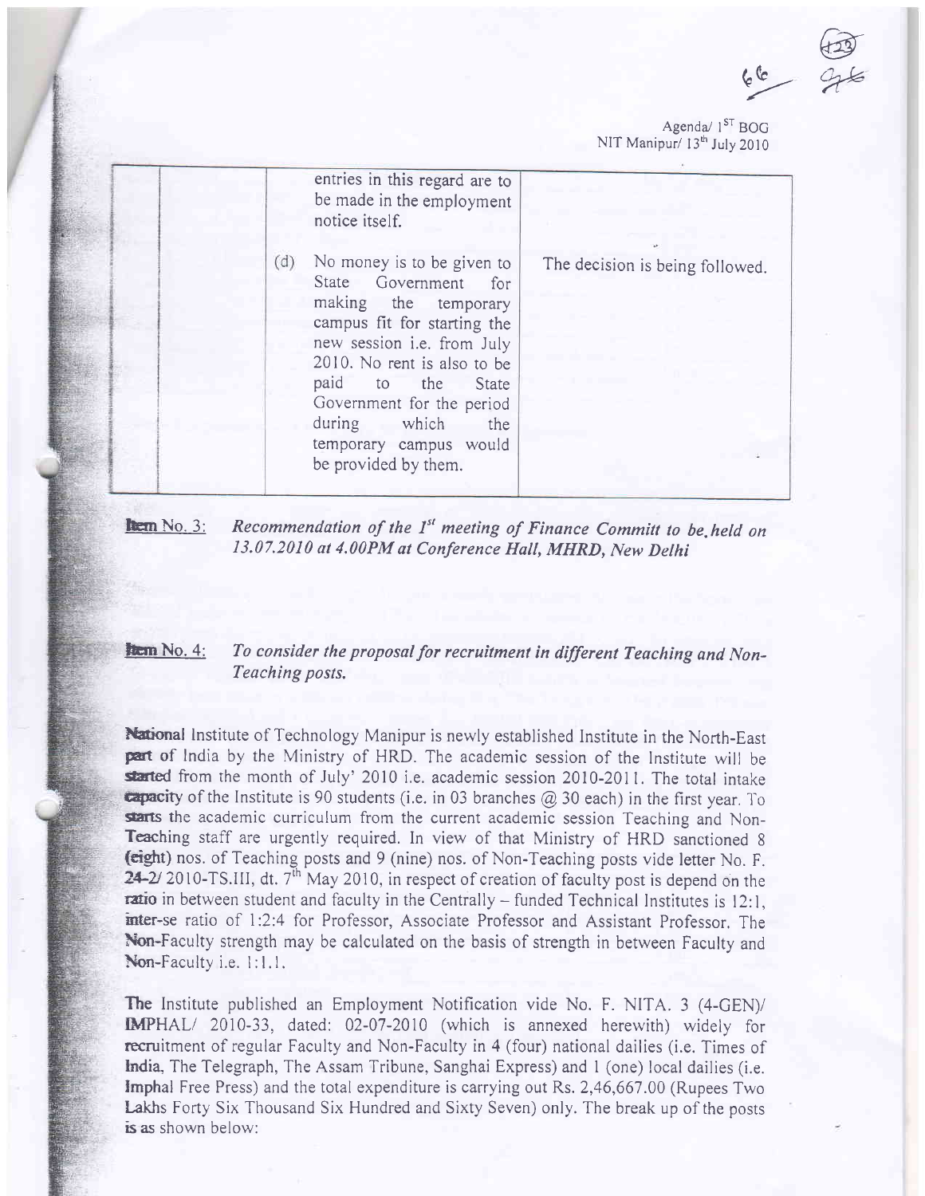|  |  | entries in this regard are to be made in the employment notice itself. |  |
|---|---|---|---|
|  |  | (d) No money is to be given to State Government for making the temporary campus fit for starting the new session i.e. from July 2010. No rent is also to be paid to the State Government for the period during which the temporary campus would be provided by them. | The decision is being followed. |

**Item No. 3:** *Recommendation of the 1st meeting of Finance Committ to be held on 13.07.2010 at 4.00PM at Conference Hall, MHRD, New Delhi*

**Item No. 4:** *To consider the proposal for recruitment in different Teaching and Non-Teaching posts.*

National Institute of Technology Manipur is newly established Institute in the North-East part of India by the Ministry of HRD. The academic session of the Institute will be started from the month of July' 2010 i.e. academic session 2010-2011. The total intake capacity of the Institute is 90 students (i.e. in 03 branches @ 30 each) in the first year. To starts the academic curriculum from the current academic session Teaching and Non-Teaching staff are urgently required. In view of that Ministry of HRD sanctioned 8 (eight) nos. of Teaching posts and 9 (nine) nos. of Non-Teaching posts vide letter No. F. 24-2/ 2010-TS.III, dt. 7th May 2010, in respect of creation of faculty post is depend on the ratio in between student and faculty in the Centrally – funded Technical Institutes is 12:1, inter-se ratio of 1:2:4 for Professor, Associate Professor and Assistant Professor. The Non-Faculty strength may be calculated on the basis of strength in between Faculty and Non-Faculty i.e. 1:1.1.

The Institute published an Employment Notification vide No. F. NITA. 3 (4-GEN)/ IMPHAL/ 2010-33, dated: 02-07-2010 (which is annexed herewith) widely for recruitment of regular Faculty and Non-Faculty in 4 (four) national dailies (i.e. Times of India, The Telegraph, The Assam Tribune, Sanghai Express) and 1 (one) local dailies (i.e. Imphal Free Press) and the total expenditure is carrying out Rs. 2,46,667.00 (Rupees Two Lakhs Forty Six Thousand Six Hundred and Sixty Seven) only. The break up of the posts is as shown below: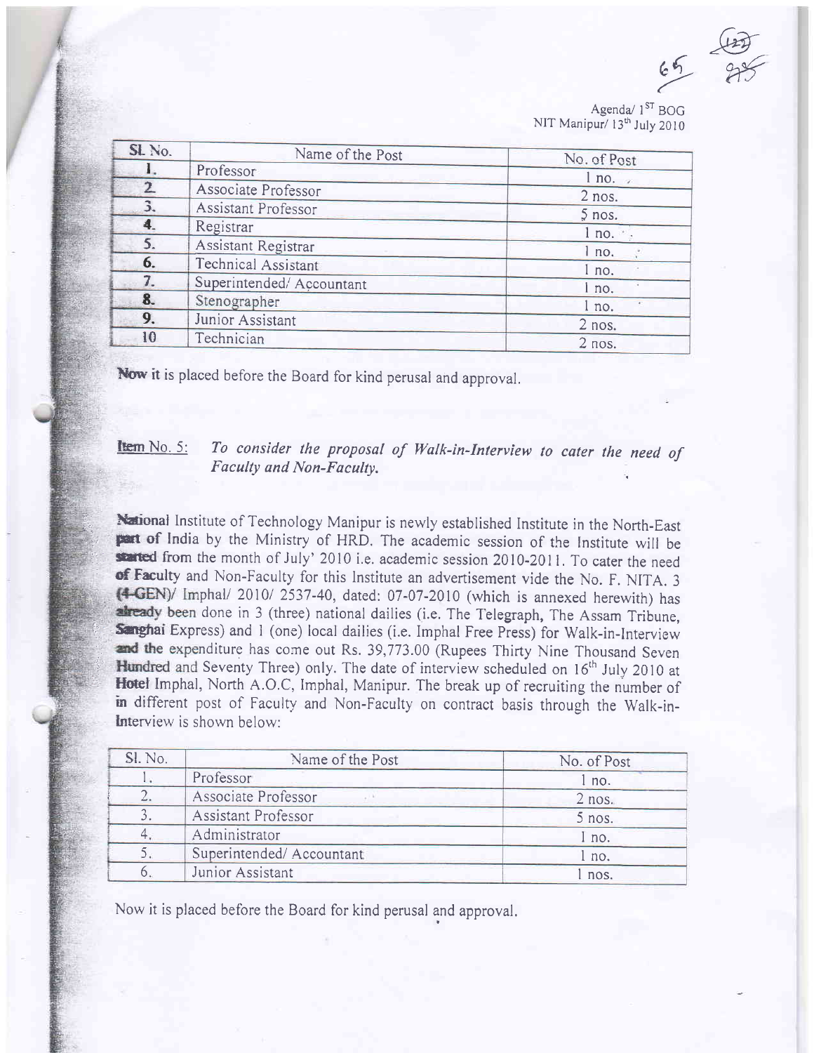| Sl. No. | Name of the Post | No. of Post |
|---|---|---|
| 1. | Professor | 1 no. |
| 2. | Associate Professor | 2 nos. |
| 3. | Assistant Professor | 5 nos. |
| 4. | Registrar | 1 no. |
| 5. | Assistant Registrar | 1 no. |
| 6. | Technical Assistant | 1 no. |
| 7. | Superintended/ Accountant | 1 no. |
| 8. | Stenographer | 1 no. |
| 9. | Junior Assistant | 2 nos. |
| 10 | Technician | 2 nos. |

Now it is placed before the Board for kind perusal and approval.

**Item No. 5:** *To consider the proposal of Walk-in-Interview to cater the need of Faculty and Non-Faculty.*

National Institute of Technology Manipur is newly established Institute in the North-East part of India by the Ministry of HRD. The academic session of the Institute will be started from the month of July' 2010 i.e. academic session 2010-2011. To cater the need of Faculty and Non-Faculty for this Institute an advertisement vide the No. F. NITA. 3 (4-GEN)/ Imphal/ 2010/ 2537-40, dated: 07-07-2010 (which is annexed herewith) has already been done in 3 (three) national dailies (i.e. The Telegraph, The Assam Tribune, Sanghai Express) and 1 (one) local dailies (i.e. Imphal Free Press) for Walk-in-Interview and the expenditure has come out Rs. 39,773.00 (Rupees Thirty Nine Thousand Seven Hundred and Seventy Three) only. The date of interview scheduled on 16th July 2010 at Hotel Imphal, North A.O.C, Imphal, Manipur. The break up of recruiting the number of in different post of Faculty and Non-Faculty on contract basis through the Walk-in-Interview is shown below:

| Sl. No. | Name of the Post | No. of Post |
|---|---|---|
| 1. | Professor | 1 no. |
| 2. | Associate Professor | 2 nos. |
| 3. | Assistant Professor | 5 nos. |
| 4. | Administrator | 1 no. |
| 5. | Superintended/ Accountant | 1 no. |
| 6. | Junior Assistant | 1 nos. |

Now it is placed before the Board for kind perusal and approval.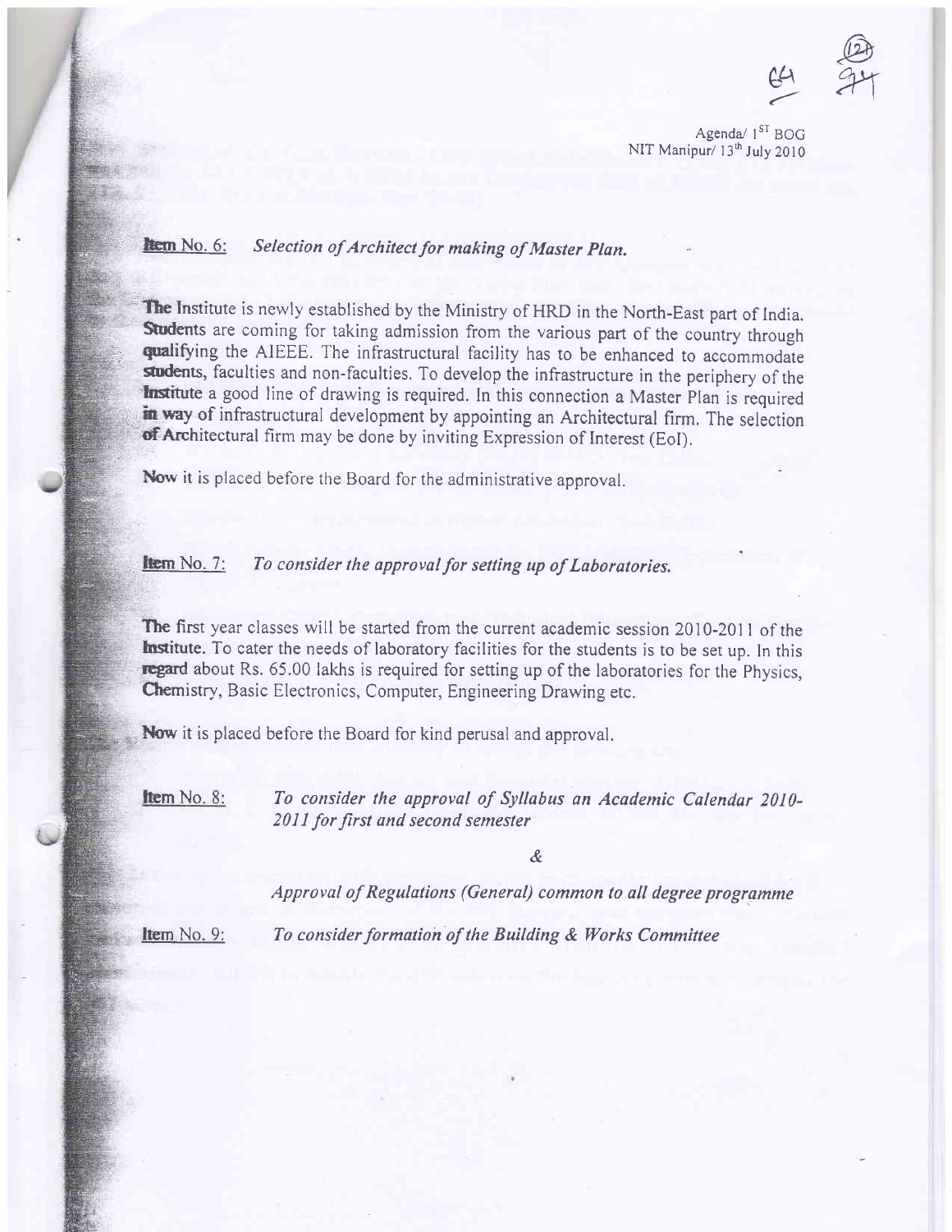Agenda/ 1ST BOG
NIT Manipur/ 13th July 2010

**Item No. 6:** *Selection of Architect for making of Master Plan.*

The Institute is newly established by the Ministry of HRD in the North-East part of India. Students are coming for taking admission from the various part of the country through qualifying the AIEEE. The infrastructural facility has to be enhanced to accommodate students, faculties and non-faculties. To develop the infrastructure in the periphery of the Institute a good line of drawing is required. In this connection a Master Plan is required in way of infrastructural development by appointing an Architectural firm. The selection of Architectural firm may be done by inviting Expression of Interest (EoI).

Now it is placed before the Board for the administrative approval.

**Item No. 7:** *To consider the approval for setting up of Laboratories.*

The first year classes will be started from the current academic session 2010-2011 of the Institute. To cater the needs of laboratory facilities for the students is to be set up. In this regard about Rs. 65.00 lakhs is required for setting up of the laboratories for the Physics, Chemistry, Basic Electronics, Computer, Engineering Drawing etc.

Now it is placed before the Board for kind perusal and approval.

**Item No. 8:** *To consider the approval of Syllabus an Academic Calendar 2010-2011 for first and second semester*

&

*Approval of Regulations (General) common to all degree programme*

**Item No. 9:** *To consider formation of the Building & Works Committee*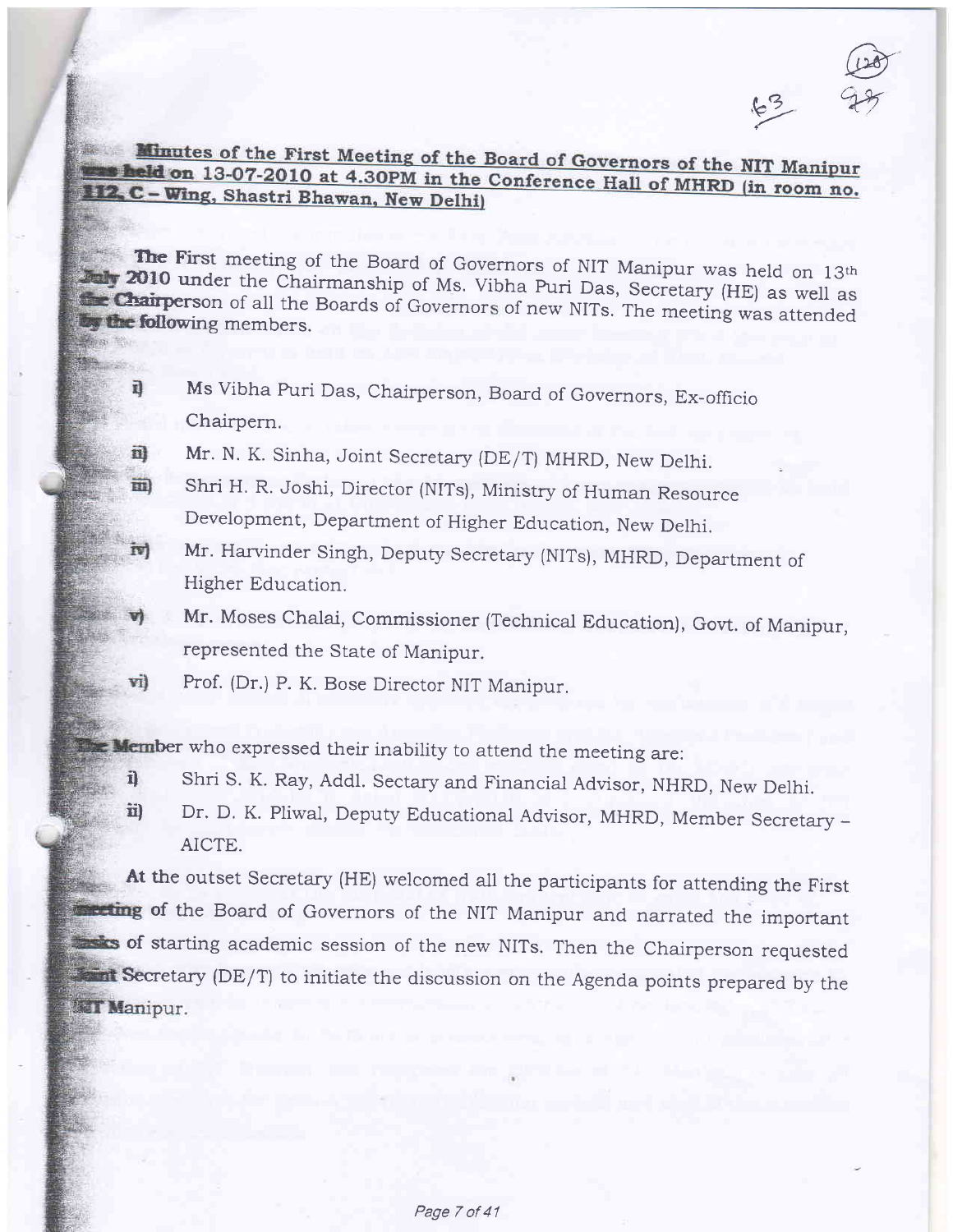# Minutes of the First Meeting of the Board of Governors of the NIT Manipur was held on 13-07-2010 at 4.30PM in the Conference Hall of MHRD (in room no. 112, C – Wing, Shastri Bhawan, New Delhi)

The First meeting of the Board of Governors of NIT Manipur was held on 13th July 2010 under the Chairmanship of Ms. Vibha Puri Das, Secretary (HE) as well as the Chairperson of all the Boards of Governors of new NITs. The meeting was attended by the following members.

i) Ms Vibha Puri Das, Chairperson, Board of Governors, Ex-officio Chairpern.

ii) Mr. N. K. Sinha, Joint Secretary (DE/T) MHRD, New Delhi.

iii) Shri H. R. Joshi, Director (NITs), Ministry of Human Resource Development, Department of Higher Education, New Delhi.

iv) Mr. Harvinder Singh, Deputy Secretary (NITs), MHRD, Department of Higher Education.

v) Mr. Moses Chalai, Commissioner (Technical Education), Govt. of Manipur, represented the State of Manipur.

vi) Prof. (Dr.) P. K. Bose Director NIT Manipur.

The Member who expressed their inability to attend the meeting are:

i) Shri S. K. Ray, Addl. Sectary and Financial Advisor, NHRD, New Delhi.

ii) Dr. D. K. Pliwal, Deputy Educational Advisor, MHRD, Member Secretary – AICTE.

At the outset Secretary (HE) welcomed all the participants for attending the First meeting of the Board of Governors of the NIT Manipur and narrated the important tasks of starting academic session of the new NITs. Then the Chairperson requested Joint Secretary (DE/T) to initiate the discussion on the Agenda points prepared by the NIT Manipur.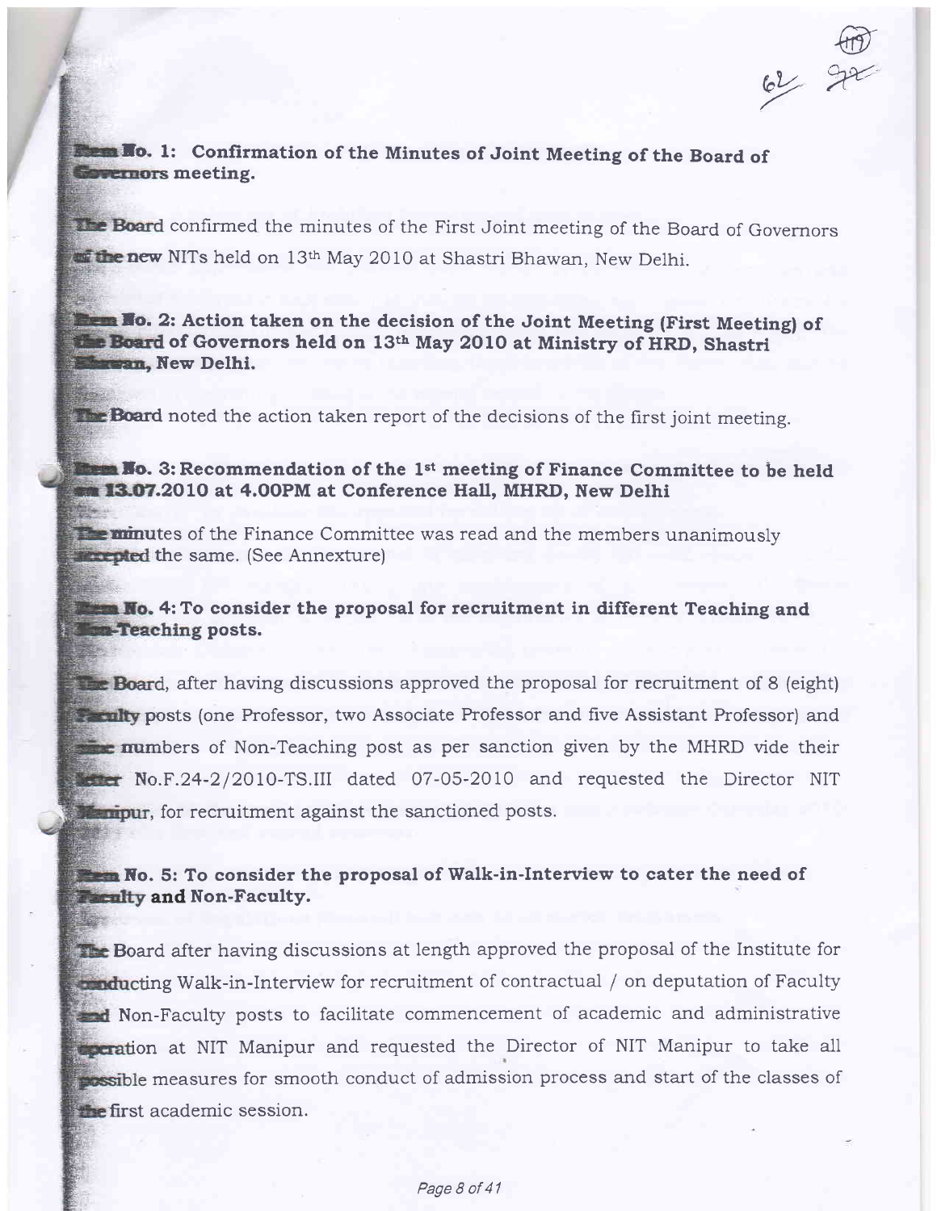**Item No. 1: Confirmation of the Minutes of Joint Meeting of the Board of Governors meeting.**

The Board confirmed the minutes of the First Joint meeting of the Board of Governors of the new NITs held on 13th May 2010 at Shastri Bhawan, New Delhi.

**Item No. 2: Action taken on the decision of the Joint Meeting (First Meeting) of the Board of Governors held on 13th May 2010 at Ministry of HRD, Shastri Bhawan, New Delhi.**

The Board noted the action taken report of the decisions of the first joint meeting.

**Item No. 3: Recommendation of the 1st meeting of Finance Committee to be held on 13.07.2010 at 4.00PM at Conference Hall, MHRD, New Delhi**

The minutes of the Finance Committee was read and the members unanimously accepted the same. (See Annexture)

**Item No. 4: To consider the proposal for recruitment in different Teaching and Non-Teaching posts.**

The Board, after having discussions approved the proposal for recruitment of 8 (eight) Faculty posts (one Professor, two Associate Professor and five Assistant Professor) and nine numbers of Non-Teaching post as per sanction given by the MHRD vide their letter No.F.24-2/2010-TS.III dated 07-05-2010 and requested the Director NIT Manipur, for recruitment against the sanctioned posts.

**Item No. 5: To consider the proposal of Walk-in-Interview to cater the need of Faculty and Non-Faculty.**

The Board after having discussions at length approved the proposal of the Institute for conducting Walk-in-Interview for recruitment of contractual / on deputation of Faculty and Non-Faculty posts to facilitate commencement of academic and administrative operation at NIT Manipur and requested the Director of NIT Manipur to take all possible measures for smooth conduct of admission process and start of the classes of the first academic session.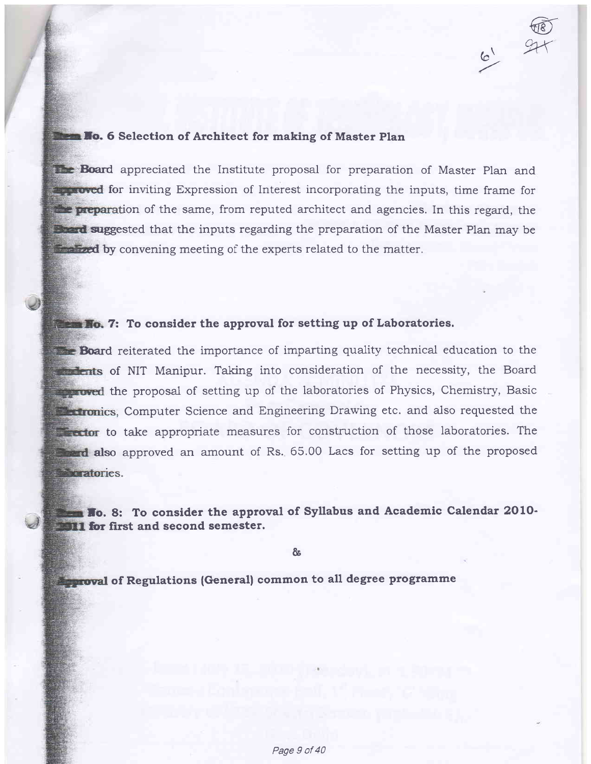**Item No. 6 Selection of Architect for making of Master Plan**

The Board appreciated the Institute proposal for preparation of Master Plan and approved for inviting Expression of Interest incorporating the inputs, time frame for the preparation of the same, from reputed architect and agencies. In this regard, the Board suggested that the inputs regarding the preparation of the Master Plan may be finalized by convening meeting of the experts related to the matter.

**Item No. 7: To consider the approval for setting up of Laboratories.**

The Board reiterated the importance of imparting quality technical education to the students of NIT Manipur. Taking into consideration of the necessity, the Board approved the proposal of setting up of the laboratories of Physics, Chemistry, Basic Electronics, Computer Science and Engineering Drawing etc. and also requested the Director to take appropriate measures for construction of those laboratories. The Board also approved an amount of Rs. 65.00 Lacs for setting up of the proposed laboratories.

**Item No. 8: To consider the approval of Syllabus and Academic Calendar 2010-2011 for first and second semester.**

&

**Approval of Regulations (General) common to all degree programme**